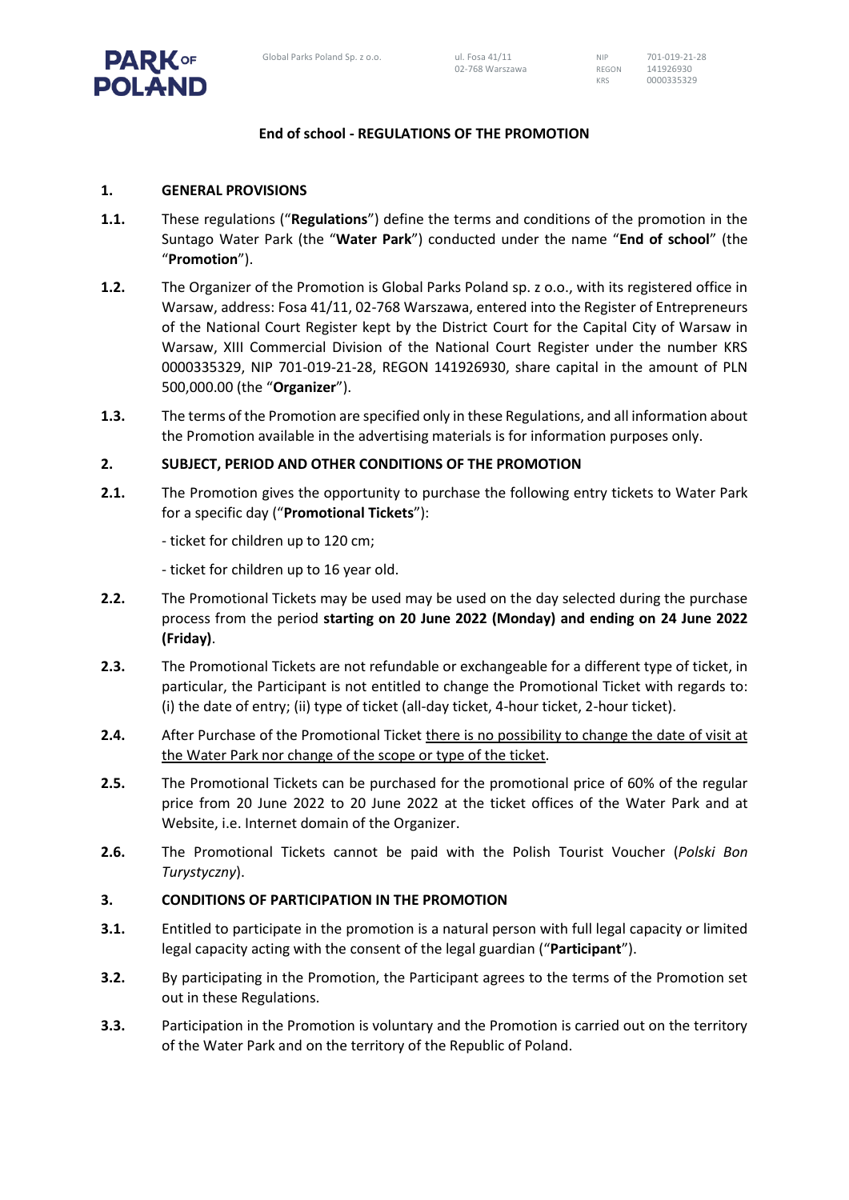# End of school - REGULATIONS OF THE PROMOTION

## 1. GENERAL PROVISIONS

**1.1.** These regulations ("**Regulations**") define the terms and conditions of the promotion in the Suntago Water Park (the "**Water Park**") conducted under the name "**End of school**" (the "**Promotion**").

**1.2.** The Organizer of the Promotion is Global Parks Poland sp. z o.o., with its registered office in Warsaw, address: Fosa 41/11, 02-768 Warszawa, entered into the Register of Entrepreneurs of the National Court Register kept by the District Court for the Capital City of Warsaw in Warsaw, XIII Commercial Division of the National Court Register under the number KRS 0000335329, NIP 701-019-21-28, REGON 141926930, share capital in the amount of PLN 500,000.00 (the "**Organizer**").

**1.3.** The terms of the Promotion are specified only in these Regulations, and all information about the Promotion available in the advertising materials is for information purposes only.

## 2. SUBJECT, PERIOD AND OTHER CONDITIONS OF THE PROMOTION

**2.1.** The Promotion gives the opportunity to purchase the following entry tickets to Water Park for a specific day ("**Promotional Tickets**"):

- ticket for children up to 120 cm;

- ticket for children up to 16 year old.

**2.2.** The Promotional Tickets may be used may be used on the day selected during the purchase process from the period **starting on 20 June 2022 (Monday) and ending on 24 June 2022 (Friday)**.

**2.3.** The Promotional Tickets are not refundable or exchangeable for a different type of ticket, in particular, the Participant is not entitled to change the Promotional Ticket with regards to: (i) the date of entry; (ii) type of ticket (all-day ticket, 4-hour ticket, 2-hour ticket).

**2.4.** After Purchase of the Promotional Ticket there is no possibility to change the date of visit at the Water Park nor change of the scope or type of the ticket.

**2.5.** The Promotional Tickets can be purchased for the promotional price of 60% of the regular price from 20 June 2022 to 20 June 2022 at the ticket offices of the Water Park and at Website, i.e. Internet domain of the Organizer.

**2.6.** The Promotional Tickets cannot be paid with the Polish Tourist Voucher (*Polski Bon Turystyczny*).

## 3. CONDITIONS OF PARTICIPATION IN THE PROMOTION

**3.1.** Entitled to participate in the promotion is a natural person with full legal capacity or limited legal capacity acting with the consent of the legal guardian ("**Participant**").

**3.2.** By participating in the Promotion, the Participant agrees to the terms of the Promotion set out in these Regulations.

**3.3.** Participation in the Promotion is voluntary and the Promotion is carried out on the territory of the Water Park and on the territory of the Republic of Poland.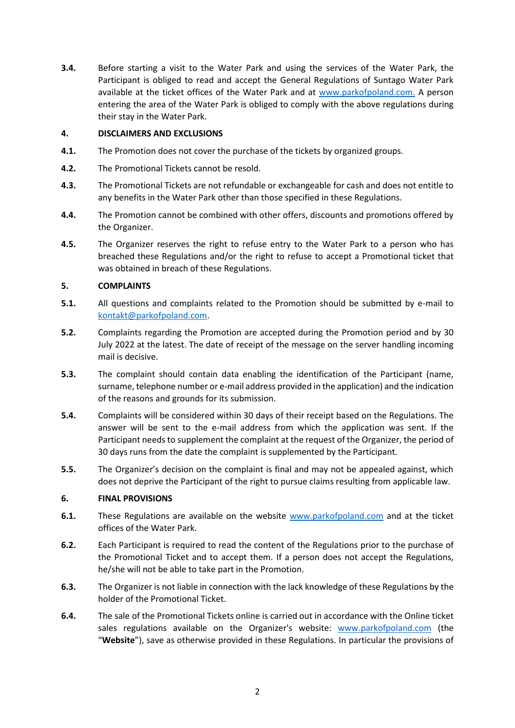**3.4.** Before starting a visit to the Water Park and using the services of the Water Park, the Participant is obliged to read and accept the General Regulations of Suntago Water Park available at the ticket offices of the Water Park and at www.parkofpoland.com. A person entering the area of the Water Park is obliged to comply with the above regulations during their stay in the Water Park.

## 4. DISCLAIMERS AND EXCLUSIONS

**4.1.** The Promotion does not cover the purchase of the tickets by organized groups.

**4.2.** The Promotional Tickets cannot be resold.

**4.3.** The Promotional Tickets are not refundable or exchangeable for cash and does not entitle to any benefits in the Water Park other than those specified in these Regulations.

**4.4.** The Promotion cannot be combined with other offers, discounts and promotions offered by the Organizer.

**4.5.** The Organizer reserves the right to refuse entry to the Water Park to a person who has breached these Regulations and/or the right to refuse to accept a Promotional ticket that was obtained in breach of these Regulations.

## 5. COMPLAINTS

**5.1.** All questions and complaints related to the Promotion should be submitted by e-mail to kontakt@parkofpoland.com.

**5.2.** Complaints regarding the Promotion are accepted during the Promotion period and by 30 July 2022 at the latest. The date of receipt of the message on the server handling incoming mail is decisive.

**5.3.** The complaint should contain data enabling the identification of the Participant (name, surname, telephone number or e-mail address provided in the application) and the indication of the reasons and grounds for its submission.

**5.4.** Complaints will be considered within 30 days of their receipt based on the Regulations. The answer will be sent to the e-mail address from which the application was sent. If the Participant needs to supplement the complaint at the request of the Organizer, the period of 30 days runs from the date the complaint is supplemented by the Participant.

**5.5.** The Organizer's decision on the complaint is final and may not be appealed against, which does not deprive the Participant of the right to pursue claims resulting from applicable law.

## 6. FINAL PROVISIONS

**6.1.** These Regulations are available on the website www.parkofpoland.com and at the ticket offices of the Water Park.

**6.2.** Each Participant is required to read the content of the Regulations prior to the purchase of the Promotional Ticket and to accept them. If a person does not accept the Regulations, he/she will not be able to take part in the Promotion.

**6.3.** The Organizer is not liable in connection with the lack knowledge of these Regulations by the holder of the Promotional Ticket.

**6.4.** The sale of the Promotional Tickets online is carried out in accordance with the Online ticket sales regulations available on the Organizer's website: www.parkofpoland.com (the "**Website**"), save as otherwise provided in these Regulations. In particular the provisions of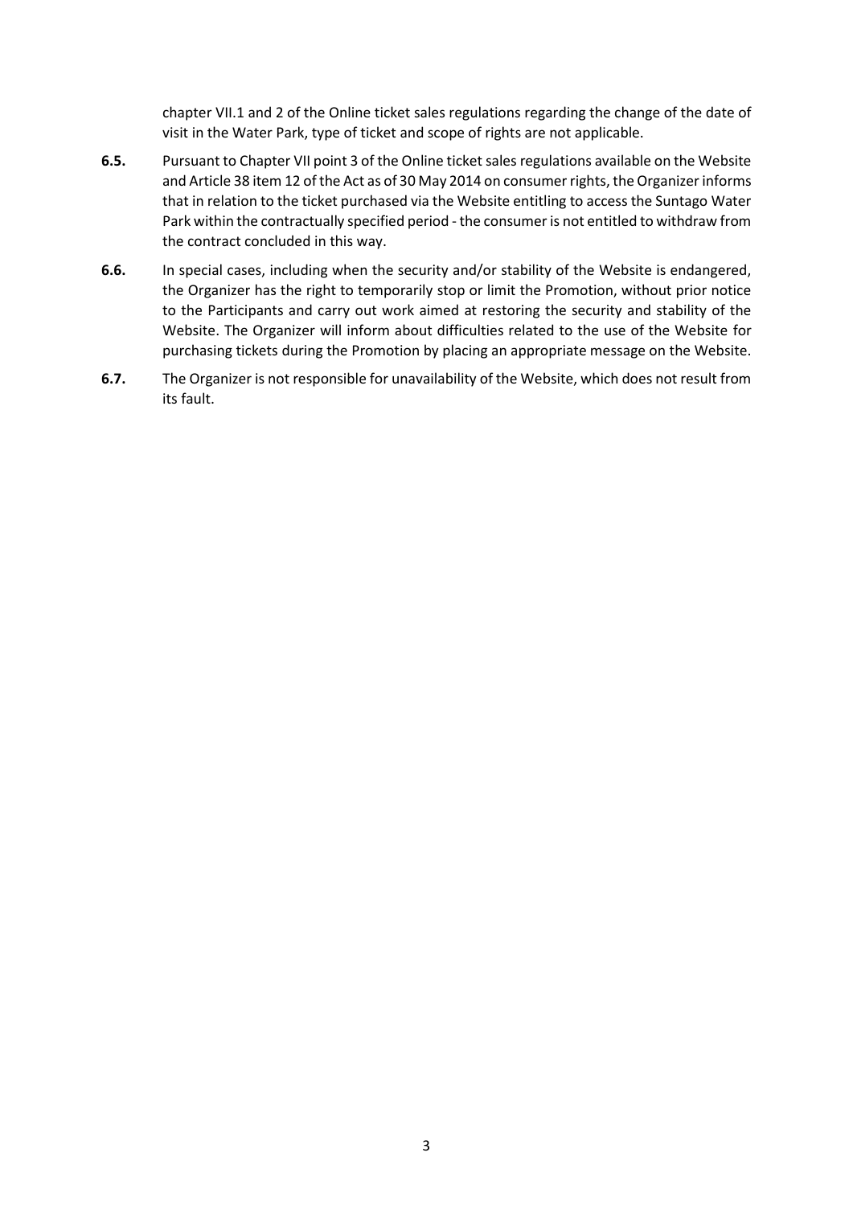chapter VII.1 and 2 of the Online ticket sales regulations regarding the change of the date of visit in the Water Park, type of ticket and scope of rights are not applicable.

**6.5.** Pursuant to Chapter VII point 3 of the Online ticket sales regulations available on the Website and Article 38 item 12 of the Act as of 30 May 2014 on consumer rights, the Organizer informs that in relation to the ticket purchased via the Website entitling to access the Suntago Water Park within the contractually specified period - the consumer is not entitled to withdraw from the contract concluded in this way.

**6.6.** In special cases, including when the security and/or stability of the Website is endangered, the Organizer has the right to temporarily stop or limit the Promotion, without prior notice to the Participants and carry out work aimed at restoring the security and stability of the Website. The Organizer will inform about difficulties related to the use of the Website for purchasing tickets during the Promotion by placing an appropriate message on the Website.

**6.7.** The Organizer is not responsible for unavailability of the Website, which does not result from its fault.